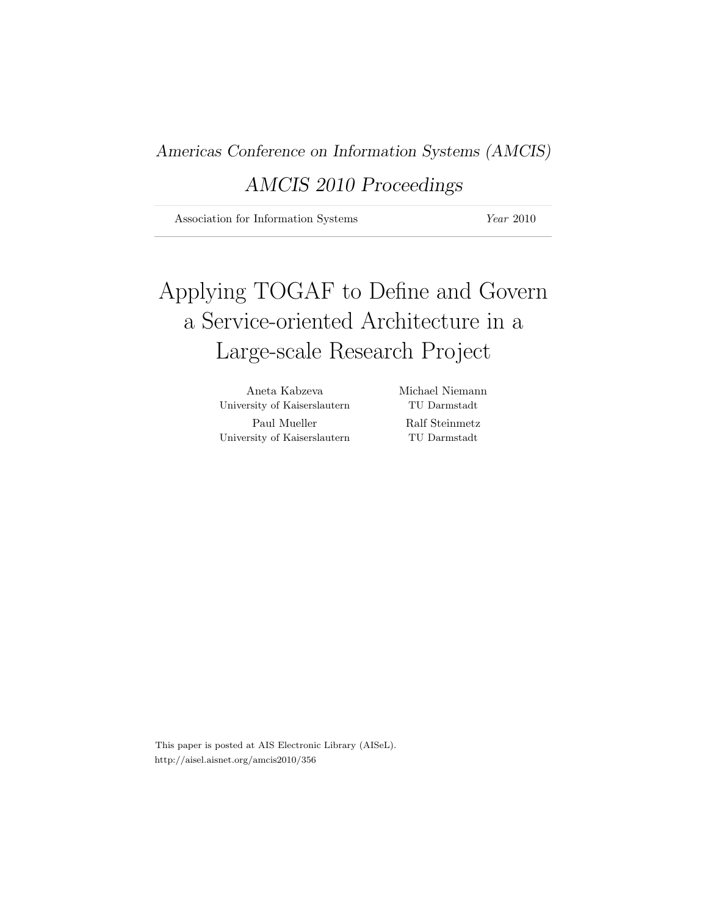*Americas Conference on Information Systems (AMCIS)*

*AMCIS 2010 Proceedings*

Association for Information Systems *Year* 2010

# Applying TOGAF to Define and Govern a Service-oriented Architecture in a Large-scale Research Project

Aneta Kabzeva
University of Kaiserslautern

Paul Mueller
University of Kaiserslautern

Michael Niemann
TU Darmstadt

Ralf Steinmetz
TU Darmstadt

This paper is posted at AIS Electronic Library (AISeL).
http://aisel.aisnet.org/amcis2010/356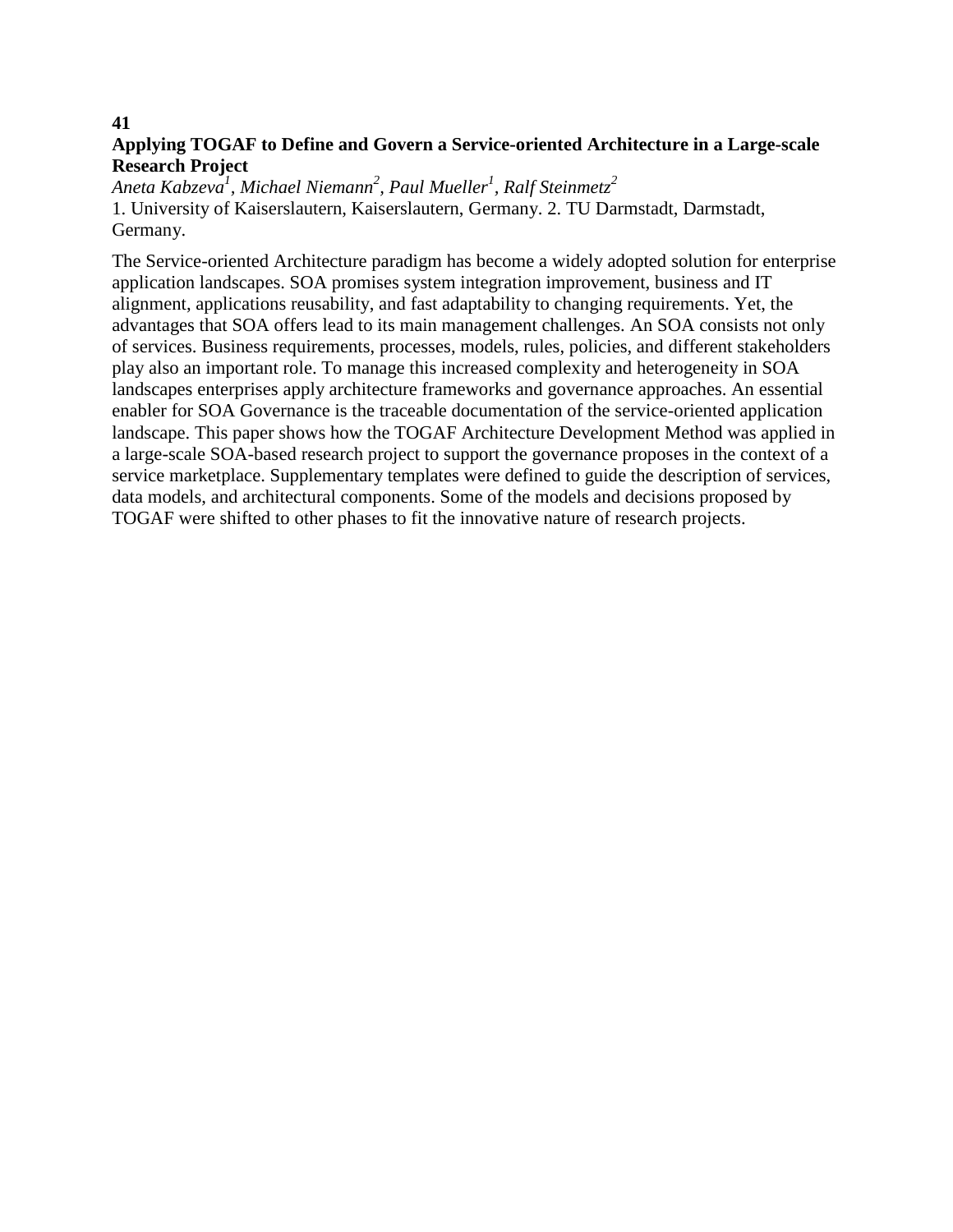**41**

## Applying TOGAF to Define and Govern a Service-oriented Architecture in a Large-scale Research Project

*Aneta Kabzeva[1], Michael Niemann[2], Paul Mueller[1], Ralf Steinmetz[2]*

1. University of Kaiserslautern, Kaiserslautern, Germany. 2. TU Darmstadt, Darmstadt, Germany.

The Service-oriented Architecture paradigm has become a widely adopted solution for enterprise application landscapes. SOA promises system integration improvement, business and IT alignment, applications reusability, and fast adaptability to changing requirements. Yet, the advantages that SOA offers lead to its main management challenges. An SOA consists not only of services. Business requirements, processes, models, rules, policies, and different stakeholders play also an important role. To manage this increased complexity and heterogeneity in SOA landscapes enterprises apply architecture frameworks and governance approaches. An essential enabler for SOA Governance is the traceable documentation of the service-oriented application landscape. This paper shows how the TOGAF Architecture Development Method was applied in a large-scale SOA-based research project to support the governance proposes in the context of a service marketplace. Supplementary templates were defined to guide the description of services, data models, and architectural components. Some of the models and decisions proposed by TOGAF were shifted to other phases to fit the innovative nature of research projects.